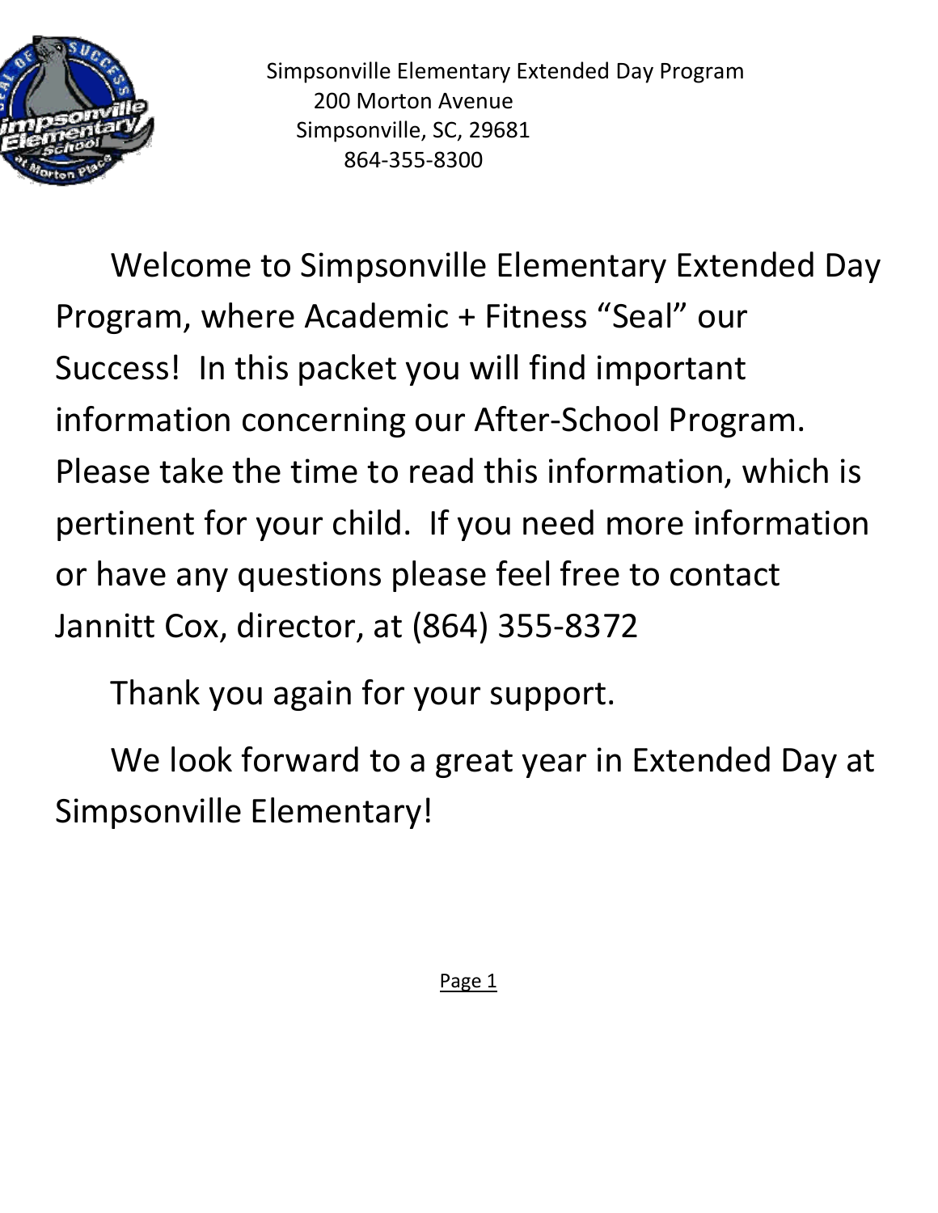Simpsonville Elementary Extended Day Program
200 Morton Avenue
Simpsonville, SC, 29681
864-355-8300

Welcome to Simpsonville Elementary Extended Day Program, where Academic + Fitness "Seal" our Success! In this packet you will find important information concerning our After-School Program. Please take the time to read this information, which is pertinent for your child. If you need more information or have any questions please feel free to contact Jannitt Cox, director, at (864) 355-8372

Thank you again for your support.

We look forward to a great year in Extended Day at Simpsonville Elementary!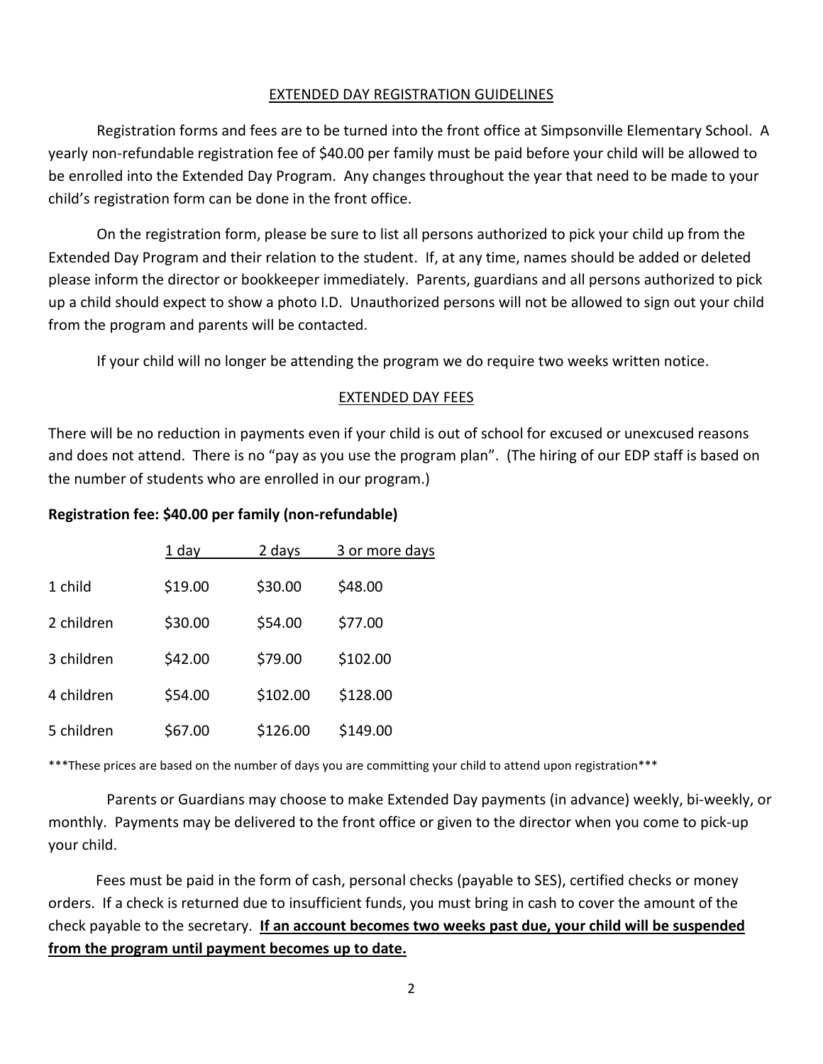## EXTENDED DAY REGISTRATION GUIDELINES

Registration forms and fees are to be turned into the front office at Simpsonville Elementary School. A yearly non-refundable registration fee of $40.00 per family must be paid before your child will be allowed to be enrolled into the Extended Day Program. Any changes throughout the year that need to be made to your child's registration form can be done in the front office.

On the registration form, please be sure to list all persons authorized to pick your child up from the Extended Day Program and their relation to the student. If, at any time, names should be added or deleted please inform the director or bookkeeper immediately. Parents, guardians and all persons authorized to pick up a child should expect to show a photo I.D. Unauthorized persons will not be allowed to sign out your child from the program and parents will be contacted.

If your child will no longer be attending the program we do require two weeks written notice.

## EXTENDED DAY FEES

There will be no reduction in payments even if your child is out of school for excused or unexcused reasons and does not attend. There is no "pay as you use the program plan". (The hiring of our EDP staff is based on the number of students who are enrolled in our program.)

**Registration fee: $40.00 per family (non-refundable)**

| | 1 day | 2 days | 3 or more days |
|---|---|---|---|
| 1 child | $19.00 | $30.00 | $48.00 |
| 2 children | $30.00 | $54.00 | $77.00 |
| 3 children | $42.00 | $79.00 | $102.00 |
| 4 children | $54.00 | $102.00 | $128.00 |
| 5 children | $67.00 | $126.00 | $149.00 |

***These prices are based on the number of days you are committing your child to attend upon registration***

Parents or Guardians may choose to make Extended Day payments (in advance) weekly, bi-weekly, or monthly. Payments may be delivered to the front office or given to the director when you come to pick-up your child.

Fees must be paid in the form of cash, personal checks (payable to SES), certified checks or money orders. If a check is returned due to insufficient funds, you must bring in cash to cover the amount of the check payable to the secretary. **If an account becomes two weeks past due, your child will be suspended from the program until payment becomes up to date.**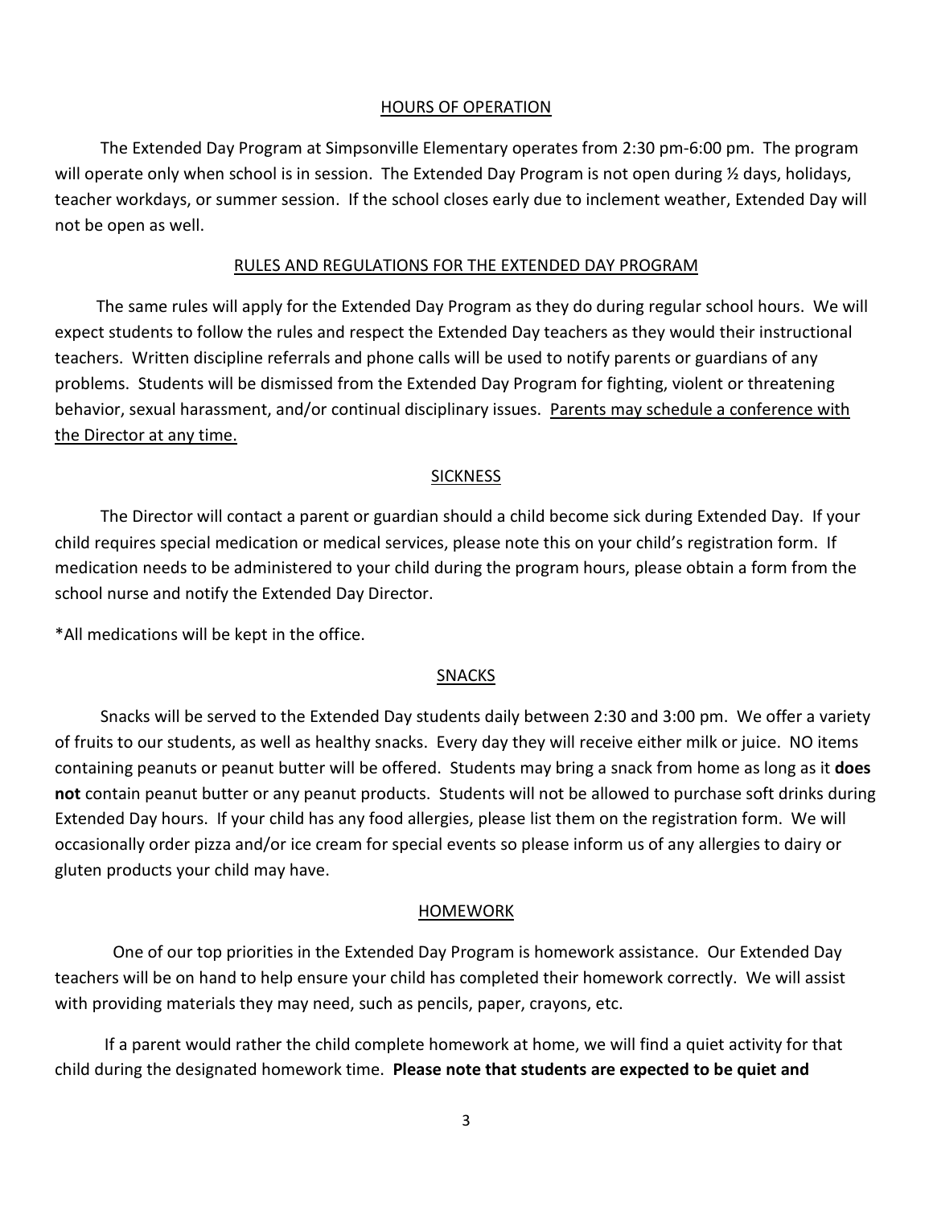## HOURS OF OPERATION

The Extended Day Program at Simpsonville Elementary operates from 2:30 pm-6:00 pm. The program will operate only when school is in session. The Extended Day Program is not open during ½ days, holidays, teacher workdays, or summer session. If the school closes early due to inclement weather, Extended Day will not be open as well.

## RULES AND REGULATIONS FOR THE EXTENDED DAY PROGRAM

The same rules will apply for the Extended Day Program as they do during regular school hours. We will expect students to follow the rules and respect the Extended Day teachers as they would their instructional teachers. Written discipline referrals and phone calls will be used to notify parents or guardians of any problems. Students will be dismissed from the Extended Day Program for fighting, violent or threatening behavior, sexual harassment, and/or continual disciplinary issues. Parents may schedule a conference with the Director at any time.

## SICKNESS

The Director will contact a parent or guardian should a child become sick during Extended Day. If your child requires special medication or medical services, please note this on your child's registration form. If medication needs to be administered to your child during the program hours, please obtain a form from the school nurse and notify the Extended Day Director.

*All medications will be kept in the office.

## SNACKS

Snacks will be served to the Extended Day students daily between 2:30 and 3:00 pm. We offer a variety of fruits to our students, as well as healthy snacks. Every day they will receive either milk or juice. NO items containing peanuts or peanut butter will be offered. Students may bring a snack from home as long as it **does not** contain peanut butter or any peanut products. Students will not be allowed to purchase soft drinks during Extended Day hours. If your child has any food allergies, please list them on the registration form. We will occasionally order pizza and/or ice cream for special events so please inform us of any allergies to dairy or gluten products your child may have.

## HOMEWORK

One of our top priorities in the Extended Day Program is homework assistance. Our Extended Day teachers will be on hand to help ensure your child has completed their homework correctly. We will assist with providing materials they may need, such as pencils, paper, crayons, etc.

If a parent would rather the child complete homework at home, we will find a quiet activity for that child during the designated homework time. **Please note that students are expected to be quiet and**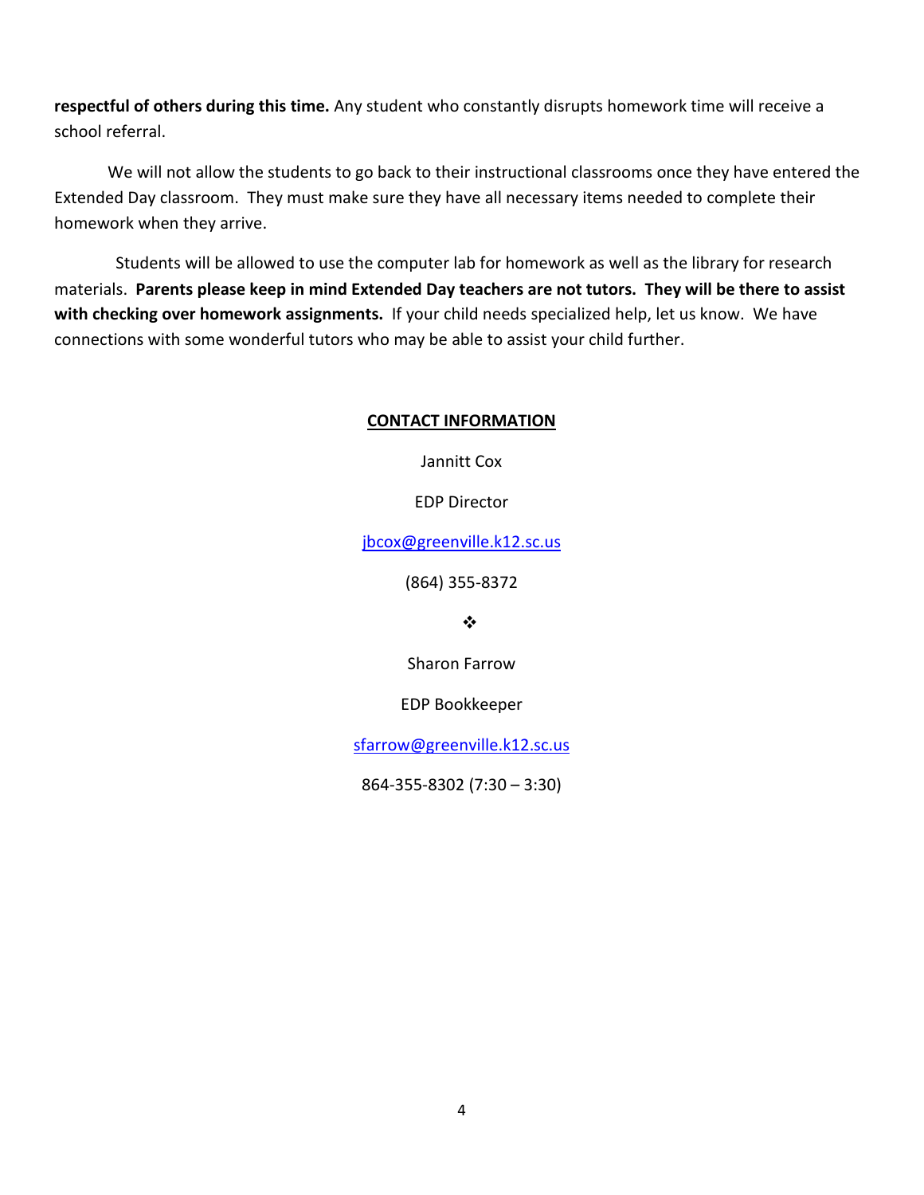**respectful of others during this time.** Any student who constantly disrupts homework time will receive a school referral.

We will not allow the students to go back to their instructional classrooms once they have entered the Extended Day classroom. They must make sure they have all necessary items needed to complete their homework when they arrive.

Students will be allowed to use the computer lab for homework as well as the library for research materials. **Parents please keep in mind Extended Day teachers are not tutors. They will be there to assist with checking over homework assignments.** If your child needs specialized help, let us know. We have connections with some wonderful tutors who may be able to assist your child further.

**CONTACT INFORMATION**

Jannitt Cox

EDP Director

jbcox@greenville.k12.sc.us

(864) 355-8372

❖

Sharon Farrow

EDP Bookkeeper

sfarrow@greenville.k12.sc.us

864-355-8302 (7:30 – 3:30)